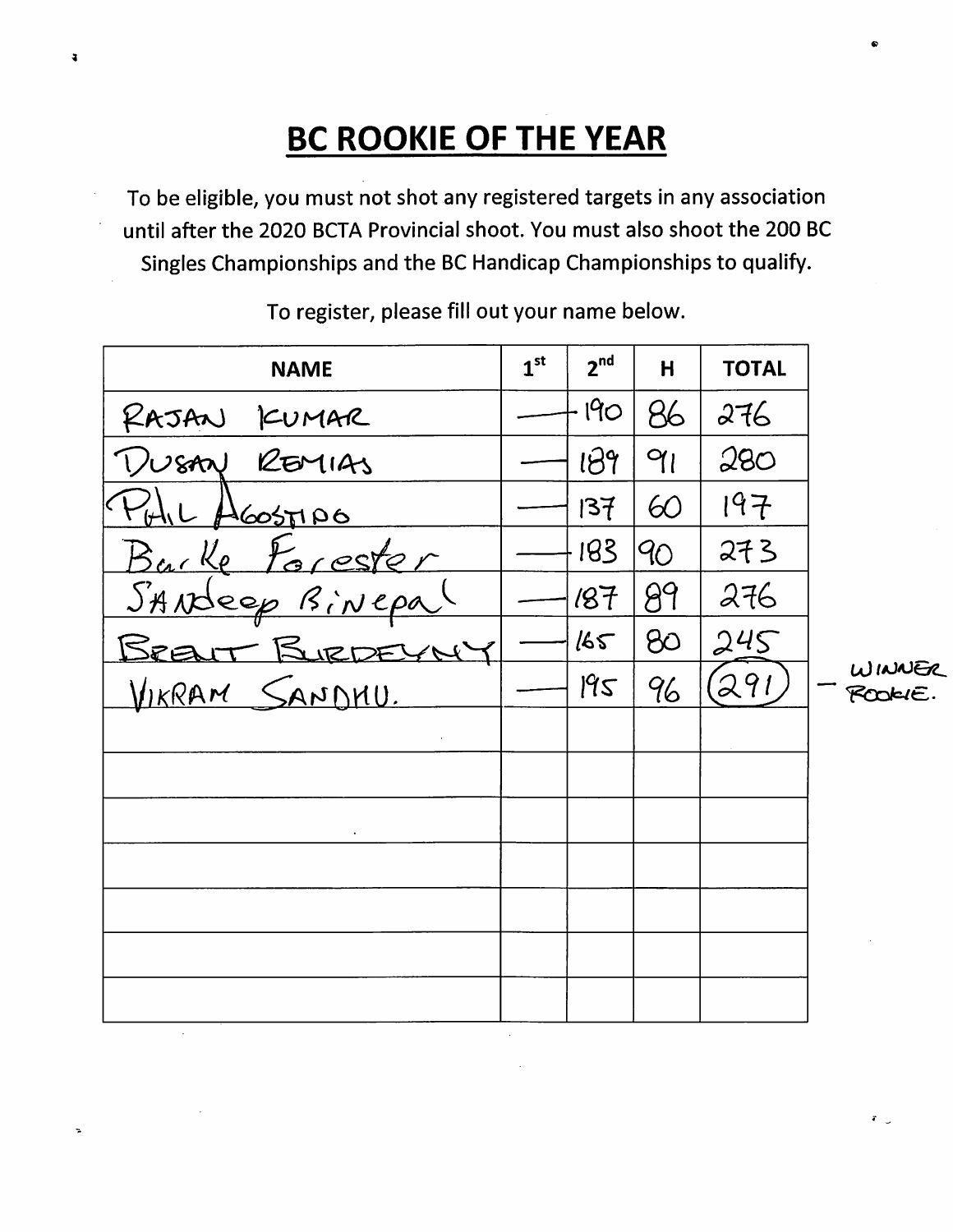# BC ROOKIE OF THE YEAR

To be eligible, you must not shot any registered targets in any association until after the 2020 BCTA Provincial shoot. You must also shoot the 200 BC Singles Championships and the BC Handicap Championships to qualify.

To register, please fill out your name below.

| NAME | 1st | 2nd | H | TOTAL | |
|---|---|---|---|---|---|
| RAJAN KUMAR | — | 190 | 86 | 276 | |
| DUSAN REMIAS | — | 189 | 91 | 280 | |
| PHIL AGOSTINO | — | 137 | 60 | 197 | |
| Burke Forester | — | 183 | 90 | 273 | |
| SANdeep Binepal | — | 187 | 89 | 276 | |
| BRENT BURDEYNEY | — | 165 | 80 | 245 | |
| VIKRAM SANDHU. | — | 195 | 96 | (291) | — WINNER ROOKIE. |
| | | | | | |
| | | | | | |
| | | | | | |
| | | | | | |
| | | | | | |
| | | | | | |
| | | | | | |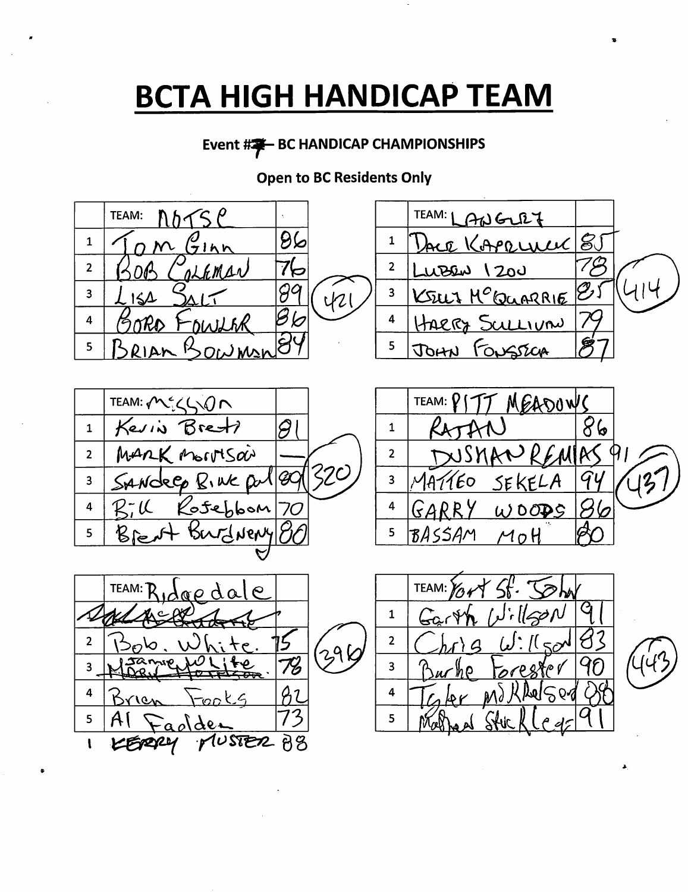# BCTA HIGH HANDICAP TEAM

**Event #7 – BC HANDICAP CHAMPIONSHIPS**

**Open to BC Residents Only**

| | TEAM: NDTSC | | |
|---|---|---|---|
| 1 | Tom Ginn | 86 | |
| 2 | Bob Coleman | 76 | |
| 3 | Lisa Salt | 89 | 421 |
| 4 | Gord Fowler | 86 | |
| 5 | Brian Bowman | 84 | |

| | TEAM: LANGLEY | | |
|---|---|---|---|
| 1 | Dale Kapaluk | 85 | |
| 2 | Lubew Izou | 78 | |
| 3 | Kelly McQuarrie | 85 | 414 |
| 4 | Harry Sullivan | 79 | |
| 5 | John Fonseca | 87 | |

| | TEAM: Mission | | |
|---|---|---|---|
| 1 | Kevin Brett | 81 | |
| 2 | Mark Morrison | — | |
| 3 | Sandeep Binepal | 89 | 320 |
| 4 | Bill Rosebloom | 70 | |
| 5 | Brent Burdneny | 80 | |

| | TEAM: PITT MEADOWS | | |
|---|---|---|---|
| 1 | RATAN | 86 | |
| 2 | DUSHAN REMIAS | 91 | |
| 3 | MATTEO SEKELA | 94 | 437 |
| 4 | GARRY WOODS | 86 | |
| 5 | BASSAM MOH | 80 | |

| | TEAM: Ridgedale | | |
|---|---|---|---|
| ~~1~~ | ~~(crossed out)~~ | | |
| 2 | Bob. White. | 75 | |
| 3 | Jamie White ~~Mark Morrison~~ | 78 | 396 |
| 4 | Brien Fooks | 82 | |
| 5 | Al Fadden | 73 | |
| 1 | KERRY MUSTER | 88 | |

| | TEAM: Fort St. John | | |
|---|---|---|---|
| 1 | Garth Willson | 91 | |
| 2 | Chris Willson | 83 | |
| 3 | Burke Forester | 90 | 443 |
| 4 | Tyler Mikkelsen | 88 | |
| 5 | Mathew Stuckley | 91 | |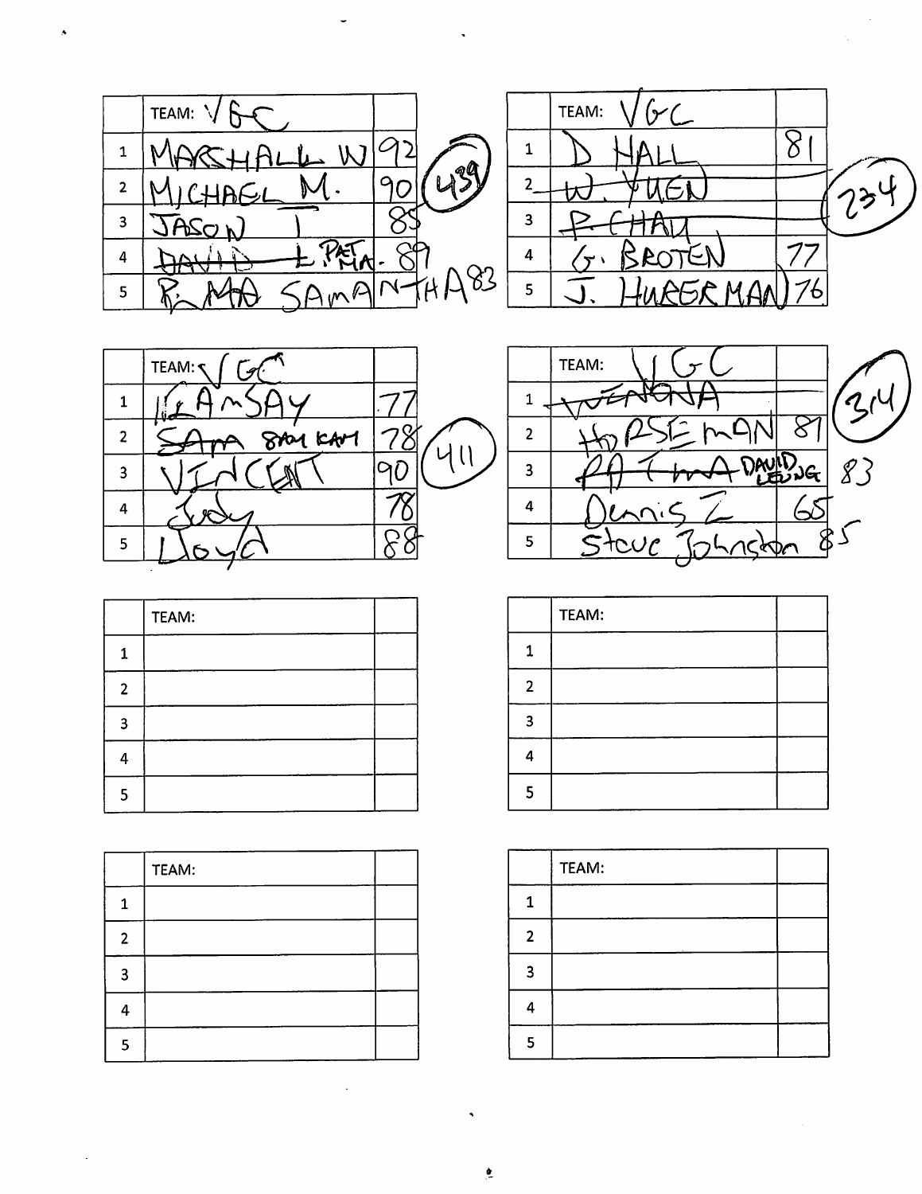| | TEAM: VGC | |
|---|---|---|
| 1 | MARSHALL W | 92 |
| 2 | MICHAEL M. | 90 |
| 3 | JASON | 85 |
| 4 | ~~DAVID L~~ PAT MA. | 89 |
| 5 | ~~P. MA~~ SAMANTHA | 83 |

439

| | TEAM: VGC | |
|---|---|---|
| 1 | D HALL | 81 |
| 2 | ~~W. YUEN~~ | |
| 3 | ~~P. CHAN~~ | |
| 4 | G. BROTEN | 77 |
| 5 | J. HUBERMAN | 76 |

234

| | TEAM: VGC | |
|---|---|---|
| 1 | RAMSAY | 77 |
| 2 | ~~SAM MA~~ SAM KAM | 78 |
| 3 | VINCENT | 90 |
| 4 | Judy | 78 |
| 5 | Lloyd | 88 |

411

| | TEAM: VGC | |
|---|---|---|
| 1 | ~~WENONA~~ | |
| 2 | HORSEMAN | 81 |
| 3 | ~~PAT MA~~ DAVID LEUNG | 83 |
| 4 | Dennis Z | 65 |
| 5 | Steve Johnston | 85 |

314

| | TEAM: | |
|---|---|---|
| 1 | | |
| 2 | | |
| 3 | | |
| 4 | | |
| 5 | | |

| | TEAM: | |
|---|---|---|
| 1 | | |
| 2 | | |
| 3 | | |
| 4 | | |
| 5 | | |

| | TEAM: | |
|---|---|---|
| 1 | | |
| 2 | | |
| 3 | | |
| 4 | | |
| 5 | | |

| | TEAM: | |
|---|---|---|
| 1 | | |
| 2 | | |
| 3 | | |
| 4 | | |
| 5 | | |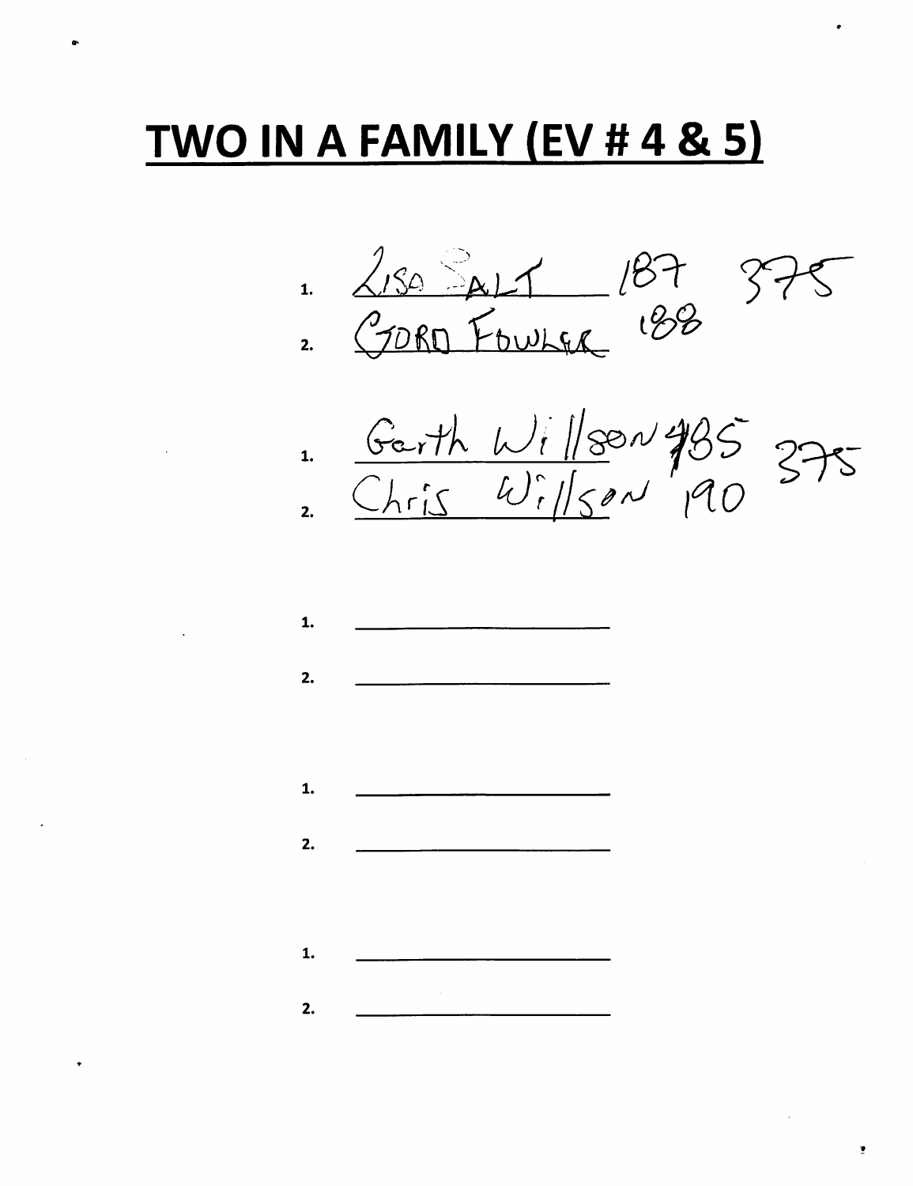# TWO IN A FAMILY (EV # 4 & 5)

1. LISA SALT 187 375
2. GORD FOWLER 188

1. Garth Willson 185 375
2. Chris Willson 190

1. \_\_\_\_\_\_\_\_\_\_\_\_\_\_\_\_\_\_\_\_
2. \_\_\_\_\_\_\_\_\_\_\_\_\_\_\_\_\_\_\_\_

1. \_\_\_\_\_\_\_\_\_\_\_\_\_\_\_\_\_\_\_\_
2. \_\_\_\_\_\_\_\_\_\_\_\_\_\_\_\_\_\_\_\_

1. \_\_\_\_\_\_\_\_\_\_\_\_\_\_\_\_\_\_\_\_
2. \_\_\_\_\_\_\_\_\_\_\_\_\_\_\_\_\_\_\_\_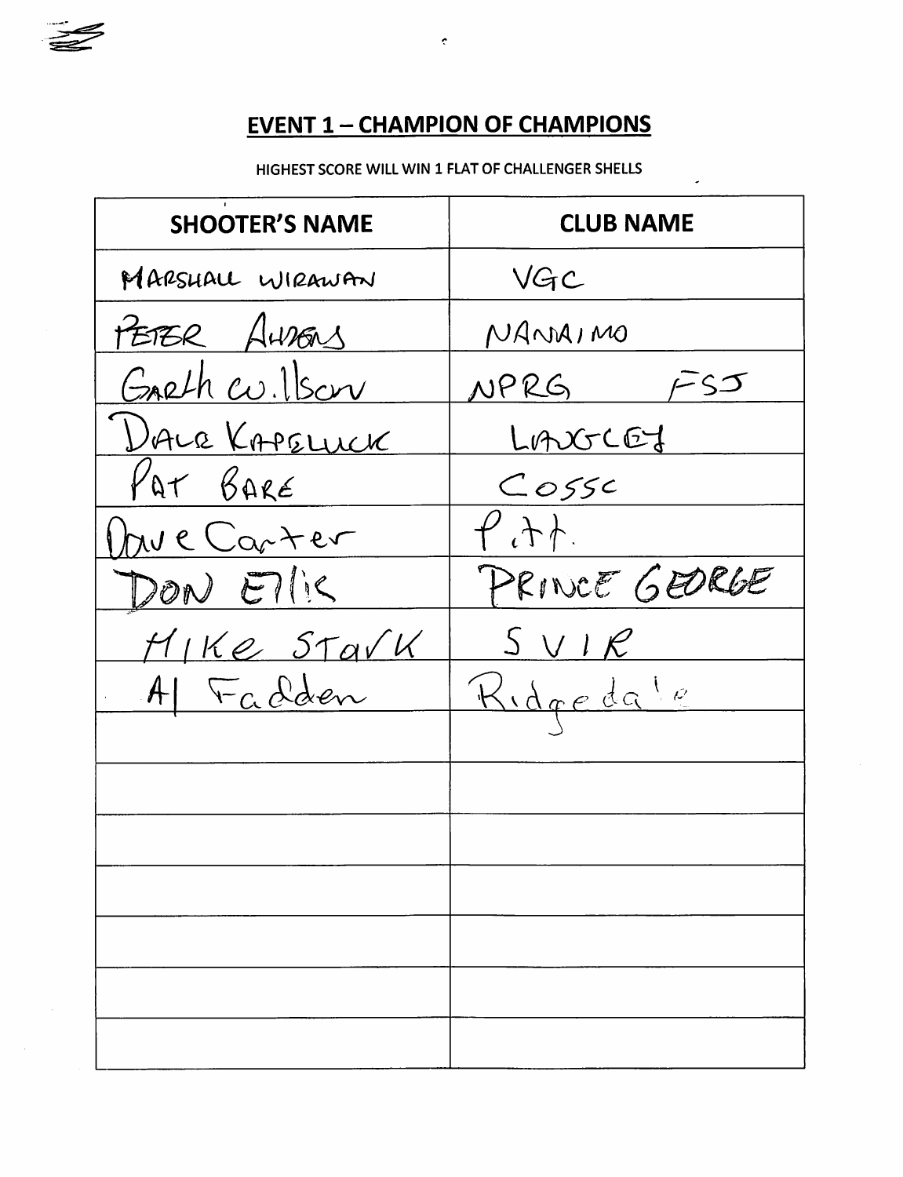## EVENT 1 – CHAMPION OF CHAMPIONS

HIGHEST SCORE WILL WIN 1 FLAT OF CHALLENGER SHELLS

| SHOOTER'S NAME | CLUB NAME |
|---|---|
| MARSHALL WIRAWAN | VGC |
| PETER AHRENS | NANAIMO |
| Garth Willson | NPRG FSJ |
| DALE KAPELUCK | LANGLEY |
| PAT BARE | COSSC |
| Dave Carter | Pitt. |
| DON Ellis | PRINCE GEORGE |
| MIKE STARK | SVIR |
| Al Fadden | Ridgedale |
| | |
| | |
| | |
| | |
| | |
| | |
| | |